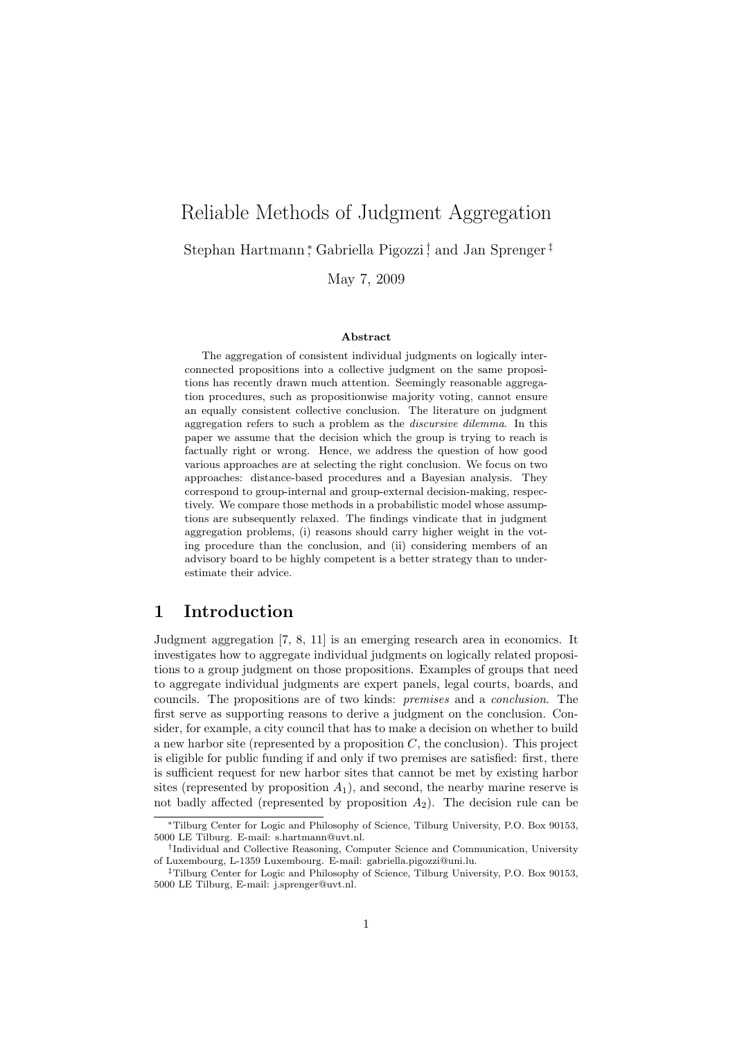# Reliable Methods of Judgment Aggregation

Stephan Hartmann [*], Gabriella Pigozzi [†], and Jan Sprenger [‡]

May 7, 2009

### Abstract

The aggregation of consistent individual judgments on logically interconnected propositions into a collective judgment on the same propositions has recently drawn much attention. Seemingly reasonable aggregation procedures, such as propositionwise majority voting, cannot ensure an equally consistent collective conclusion. The literature on judgment aggregation refers to such a problem as the *discursive dilemma*. In this paper we assume that the decision which the group is trying to reach is factually right or wrong. Hence, we address the question of how good various approaches are at selecting the right conclusion. We focus on two approaches: distance-based procedures and a Bayesian analysis. They correspond to group-internal and group-external decision-making, respectively. We compare those methods in a probabilistic model whose assumptions are subsequently relaxed. The findings vindicate that in judgment aggregation problems, (i) reasons should carry higher weight in the voting procedure than the conclusion, and (ii) considering members of an advisory board to be highly competent is a better strategy than to underestimate their advice.

## 1 Introduction

Judgment aggregation [7, 8, 11] is an emerging research area in economics. It investigates how to aggregate individual judgments on logically related propositions to a group judgment on those propositions. Examples of groups that need to aggregate individual judgments are expert panels, legal courts, boards, and councils. The propositions are of two kinds: *premises* and a *conclusion*. The first serve as supporting reasons to derive a judgment on the conclusion. Consider, for example, a city council that has to make a decision on whether to build a new harbor site (represented by a proposition $C$, the conclusion). This project is eligible for public funding if and only if two premises are satisfied: first, there is sufficient request for new harbor sites that cannot be met by existing harbor sites (represented by proposition $A_1$), and second, the nearby marine reserve is not badly affected (represented by proposition $A_2$). The decision rule can be

---

[*] Tilburg Center for Logic and Philosophy of Science, Tilburg University, P.O. Box 90153, 5000 LE Tilburg. E-mail: s.hartmann@uvt.nl.

[†] Individual and Collective Reasoning, Computer Science and Communication, University of Luxembourg, L-1359 Luxembourg. E-mail: gabriella.pigozzi@uni.lu.

[‡] Tilburg Center for Logic and Philosophy of Science, Tilburg University, P.O. Box 90153, 5000 LE Tilburg, E-mail: j.sprenger@uvt.nl.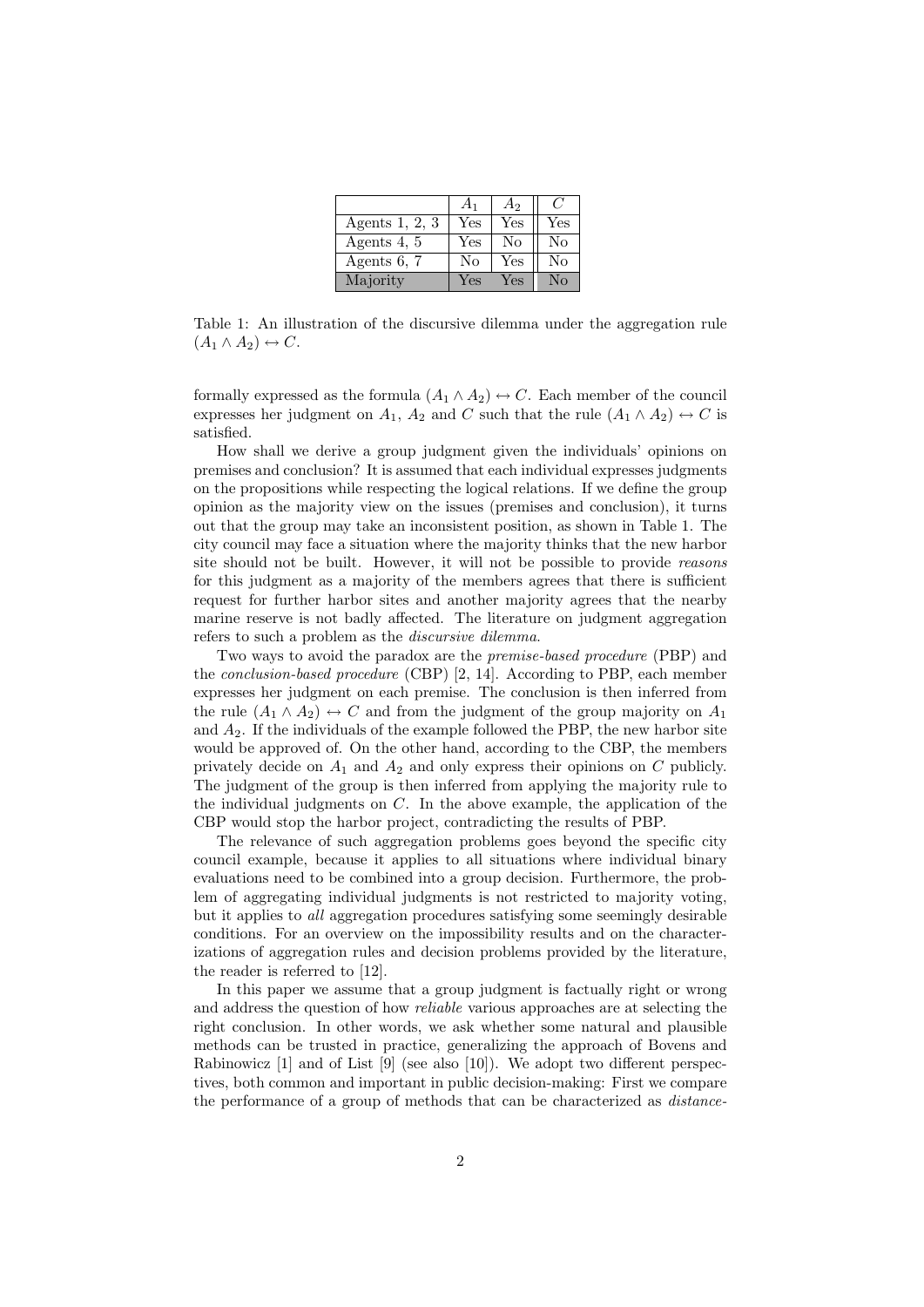| | $A_1$ | $A_2$ | $C$ |
|---|---|---|---|
| Agents 1, 2, 3 | Yes | Yes | Yes |
| Agents 4, 5 | Yes | No | No |
| Agents 6, 7 | No | Yes | No |
| Majority | Yes | Yes | No |

Table 1: An illustration of the discursive dilemma under the aggregation rule $(A_1 \wedge A_2) \leftrightarrow C$.

formally expressed as the formula $(A_1 \wedge A_2) \leftrightarrow C$. Each member of the council expresses her judgment on $A_1$, $A_2$ and $C$ such that the rule $(A_1 \wedge A_2) \leftrightarrow C$ is satisfied.

How shall we derive a group judgment given the individuals' opinions on premises and conclusion? It is assumed that each individual expresses judgments on the propositions while respecting the logical relations. If we define the group opinion as the majority view on the issues (premises and conclusion), it turns out that the group may take an inconsistent position, as shown in Table 1. The city council may face a situation where the majority thinks that the new harbor site should not be built. However, it will not be possible to provide *reasons* for this judgment as a majority of the members agrees that there is sufficient request for further harbor sites and another majority agrees that the nearby marine reserve is not badly affected. The literature on judgment aggregation refers to such a problem as the *discursive dilemma*.

Two ways to avoid the paradox are the *premise-based procedure* (PBP) and the *conclusion-based procedure* (CBP) [2, 14]. According to PBP, each member expresses her judgment on each premise. The conclusion is then inferred from the rule $(A_1 \wedge A_2) \leftrightarrow C$ and from the judgment of the group majority on $A_1$ and $A_2$. If the individuals of the example followed the PBP, the new harbor site would be approved of. On the other hand, according to the CBP, the members privately decide on $A_1$ and $A_2$ and only express their opinions on $C$ publicly. The judgment of the group is then inferred from applying the majority rule to the individual judgments on $C$. In the above example, the application of the CBP would stop the harbor project, contradicting the results of PBP.

The relevance of such aggregation problems goes beyond the specific city council example, because it applies to all situations where individual binary evaluations need to be combined into a group decision. Furthermore, the problem of aggregating individual judgments is not restricted to majority voting, but it applies to *all* aggregation procedures satisfying some seemingly desirable conditions. For an overview on the impossibility results and on the characterizations of aggregation rules and decision problems provided by the literature, the reader is referred to [12].

In this paper we assume that a group judgment is factually right or wrong and address the question of how *reliable* various approaches are at selecting the right conclusion. In other words, we ask whether some natural and plausible methods can be trusted in practice, generalizing the approach of Bovens and Rabinowicz [1] and of List [9] (see also [10]). We adopt two different perspectives, both common and important in public decision-making: First we compare the performance of a group of methods that can be characterized as *distance-*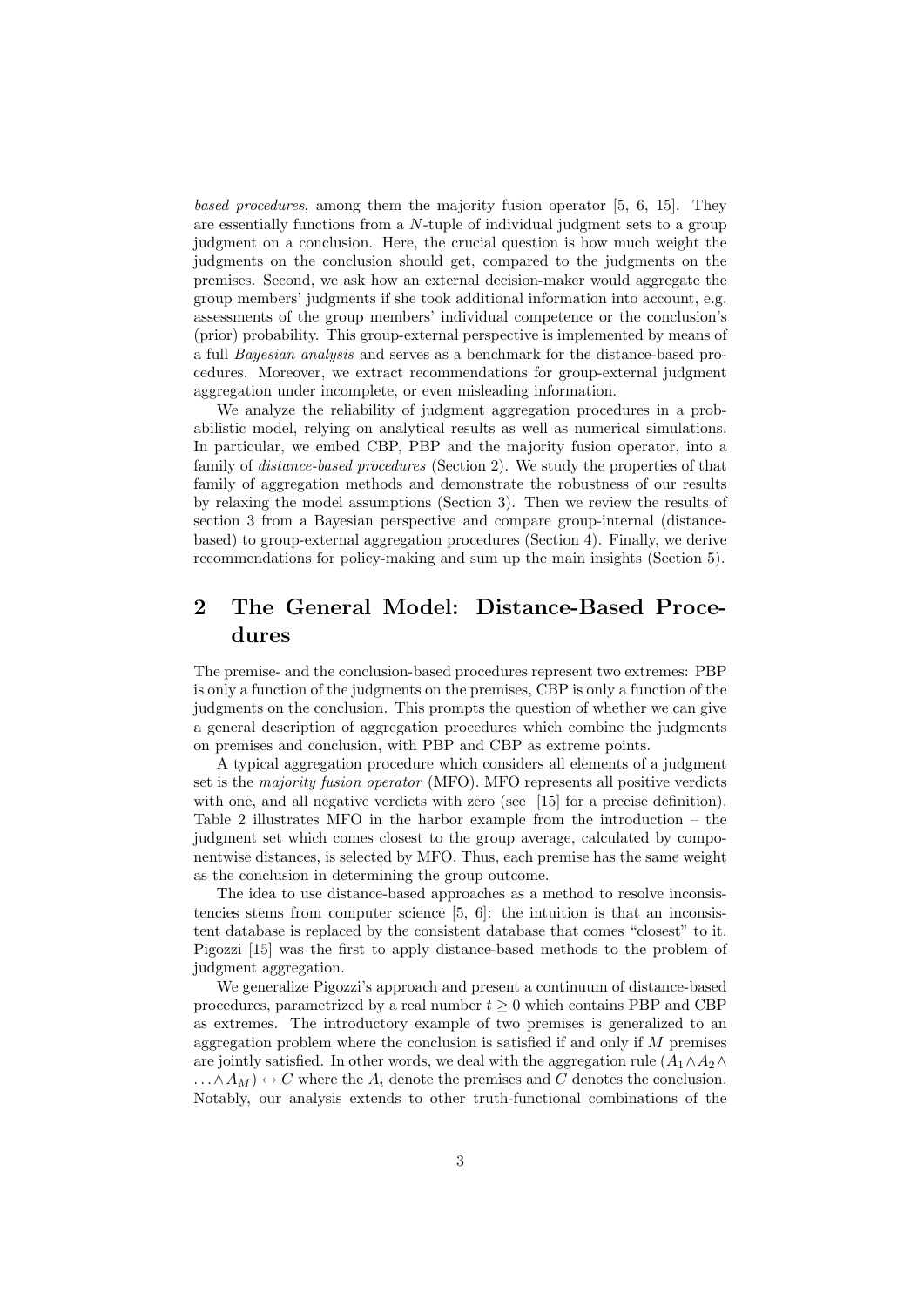*based procedures*, among them the majority fusion operator [5, 6, 15]. They are essentially functions from a $N$-tuple of individual judgment sets to a group judgment on a conclusion. Here, the crucial question is how much weight the judgments on the conclusion should get, compared to the judgments on the premises. Second, we ask how an external decision-maker would aggregate the group members' judgments if she took additional information into account, e.g. assessments of the group members' individual competence or the conclusion's (prior) probability. This group-external perspective is implemented by means of a full *Bayesian analysis* and serves as a benchmark for the distance-based procedures. Moreover, we extract recommendations for group-external judgment aggregation under incomplete, or even misleading information.

We analyze the reliability of judgment aggregation procedures in a probabilistic model, relying on analytical results as well as numerical simulations. In particular, we embed CBP, PBP and the majority fusion operator, into a family of *distance-based procedures* (Section 2). We study the properties of that family of aggregation methods and demonstrate the robustness of our results by relaxing the model assumptions (Section 3). Then we review the results of section 3 from a Bayesian perspective and compare group-internal (distance-based) to group-external aggregation procedures (Section 4). Finally, we derive recommendations for policy-making and sum up the main insights (Section 5).

## 2 The General Model: Distance-Based Procedures

The premise- and the conclusion-based procedures represent two extremes: PBP is only a function of the judgments on the premises, CBP is only a function of the judgments on the conclusion. This prompts the question of whether we can give a general description of aggregation procedures which combine the judgments on premises and conclusion, with PBP and CBP as extreme points.

A typical aggregation procedure which considers all elements of a judgment set is the *majority fusion operator* (MFO). MFO represents all positive verdicts with one, and all negative verdicts with zero (see [15] for a precise definition). Table 2 illustrates MFO in the harbor example from the introduction – the judgment set which comes closest to the group average, calculated by componentwise distances, is selected by MFO. Thus, each premise has the same weight as the conclusion in determining the group outcome.

The idea to use distance-based approaches as a method to resolve inconsistencies stems from computer science [5, 6]: the intuition is that an inconsistent database is replaced by the consistent database that comes "closest" to it. Pigozzi [15] was the first to apply distance-based methods to the problem of judgment aggregation.

We generalize Pigozzi's approach and present a continuum of distance-based procedures, parametrized by a real number $t \geq 0$ which contains PBP and CBP as extremes. The introductory example of two premises is generalized to an aggregation problem where the conclusion is satisfied if and only if $M$ premises are jointly satisfied. In other words, we deal with the aggregation rule $(A_1 \wedge A_2 \wedge \ldots \wedge A_M) \leftrightarrow C$ where the $A_i$ denote the premises and $C$ denotes the conclusion. Notably, our analysis extends to other truth-functional combinations of the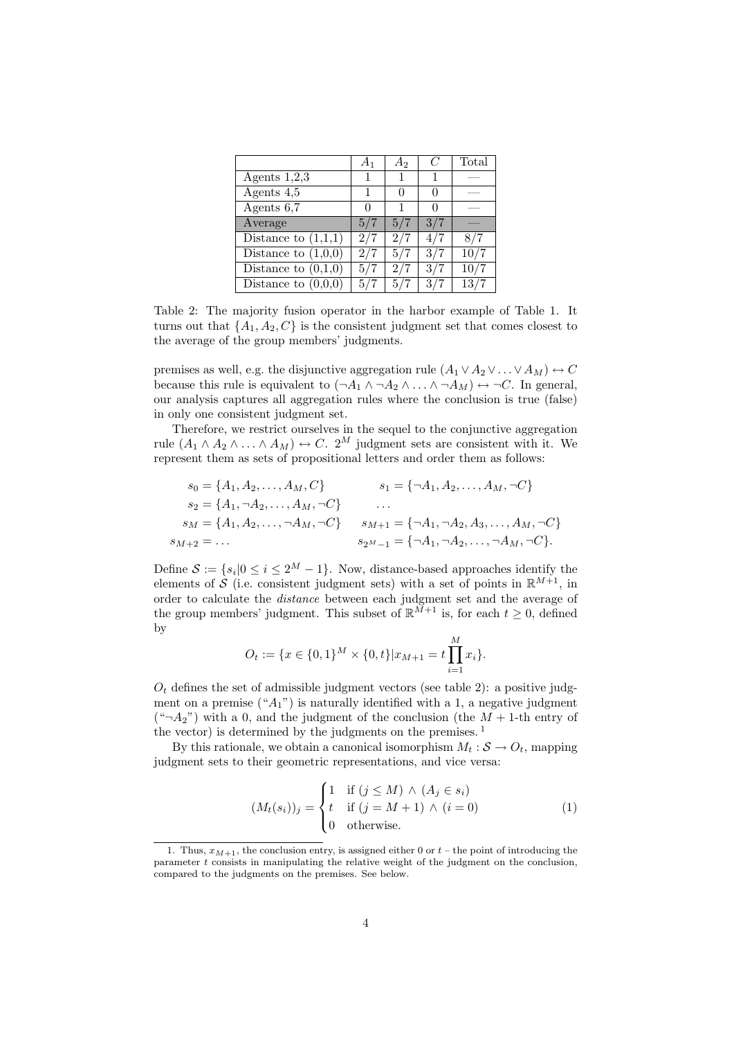|  | $A_1$ | $A_2$ | $C$ | Total |
|---|---|---|---|---|
| Agents 1,2,3 | 1 | 1 | 1 | — |
| Agents 4,5 | 1 | 0 | 0 | — |
| Agents 6,7 | 0 | 1 | 0 | — |
| Average | 5/7 | 5/7 | 3/7 | — |
| Distance to (1,1,1) | 2/7 | 2/7 | 4/7 | 8/7 |
| Distance to (1,0,0) | 2/7 | 5/7 | 3/7 | 10/7 |
| Distance to (0,1,0) | 5/7 | 2/7 | 3/7 | 10/7 |
| Distance to (0,0,0) | 5/7 | 5/7 | 3/7 | 13/7 |

Table 2: The majority fusion operator in the harbor example of Table 1. It turns out that $\{A_1, A_2, C\}$ is the consistent judgment set that comes closest to the average of the group members' judgments.

premises as well, e.g. the disjunctive aggregation rule $(A_1 \vee A_2 \vee \ldots \vee A_M) \leftrightarrow C$ because this rule is equivalent to $(\neg A_1 \wedge \neg A_2 \wedge \ldots \wedge \neg A_M) \leftrightarrow \neg C$. In general, our analysis captures all aggregation rules where the conclusion is true (false) in only one consistent judgment set.

Therefore, we restrict ourselves in the sequel to the conjunctive aggregation rule $(A_1 \wedge A_2 \wedge \ldots \wedge A_M) \leftrightarrow C$. $2^M$ judgment sets are consistent with it. We represent them as sets of propositional letters and order them as follows:

$$
\begin{aligned}
s_0 &= \{A_1, A_2, \ldots, A_M, C\} & s_1 &= \{\neg A_1, A_2, \ldots, A_M, \neg C\} \\
s_2 &= \{A_1, \neg A_2, \ldots, A_M, \neg C\} & &\ldots \\
s_M &= \{A_1, A_2, \ldots, \neg A_M, \neg C\} & s_{M+1} &= \{\neg A_1, \neg A_2, A_3, \ldots, A_M, \neg C\} \\
s_{M+2} &= \ldots & s_{2^M-1} &= \{\neg A_1, \neg A_2, \ldots, \neg A_M, \neg C\}.
\end{aligned}
$$

Define $\mathcal{S} := \{s_i | 0 \leq i \leq 2^M - 1\}$. Now, distance-based approaches identify the elements of $\mathcal{S}$ (i.e. consistent judgment sets) with a set of points in $\mathbb{R}^{M+1}$, in order to calculate the *distance* between each judgment set and the average of the group members' judgment. This subset of $\mathbb{R}^{M+1}$ is, for each $t \geq 0$, defined by

$$
O_t := \{x \in \{0,1\}^M \times \{0,t\} | x_{M+1} = t \prod_{i=1}^{M} x_i\}.
$$

$O_t$ defines the set of admissible judgment vectors (see table 2): a positive judgment on a premise ("$A_1$") is naturally identified with a 1, a negative judgment ("$\neg A_2$") with a 0, and the judgment of the conclusion (the $M+1$-th entry of the vector) is determined by the judgments on the premises. [1]

By this rationale, we obtain a canonical isomorphism $M_t : \mathcal{S} \rightarrow O_t$, mapping judgment sets to their geometric representations, and vice versa:

$$
(M_t(s_i))_j = \begin{cases} 1 & \text{if } (j \leq M) \wedge (A_j \in s_i) \\ t & \text{if } (j = M+1) \wedge (i = 0) \\ 0 & \text{otherwise.} \end{cases} \tag{1}
$$

1. Thus, $x_{M+1}$, the conclusion entry, is assigned either 0 or $t$ – the point of introducing the parameter $t$ consists in manipulating the relative weight of the judgment on the conclusion, compared to the judgments on the premises. See below.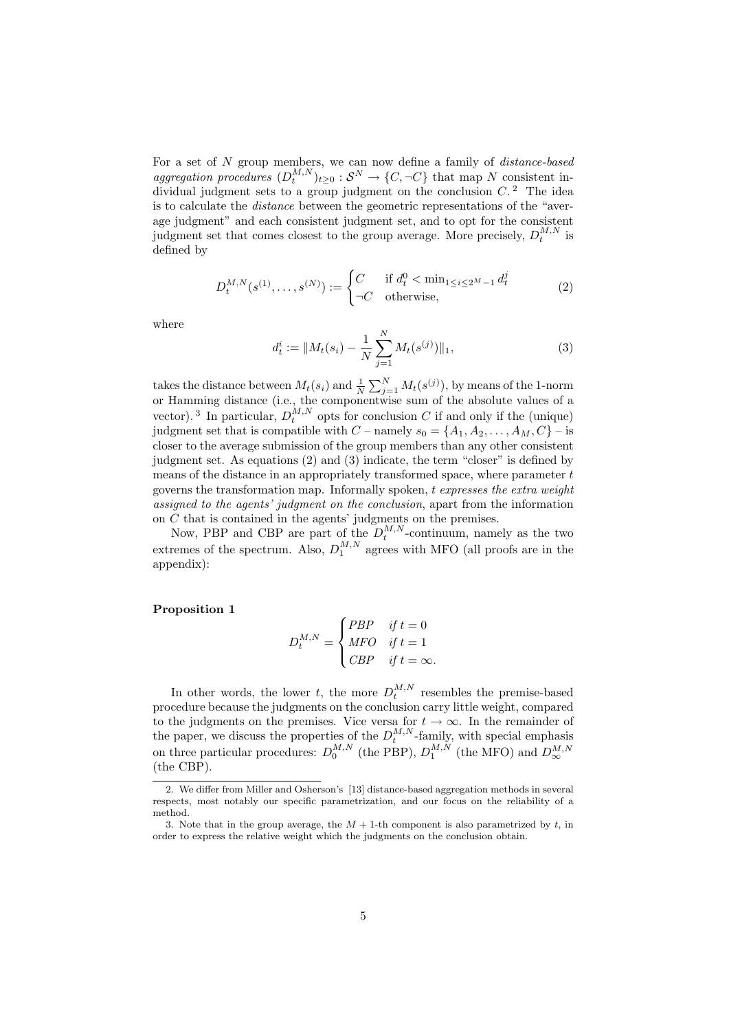For a set of $N$ group members, we can now define a family of *distance-based aggregation procedures* $(D_t^{M,N})_{t\geq 0} : \mathcal{S}^N \to \{C, \neg C\}$ that map $N$ consistent individual judgment sets to a group judgment on the conclusion $C$.[2] The idea is to calculate the *distance* between the geometric representations of the "average judgment" and each consistent judgment set, and to opt for the consistent judgment set that comes closest to the group average. More precisely, $D_t^{M,N}$ is defined by

$$D_t^{M,N}(s^{(1)}, \ldots, s^{(N)}) := \begin{cases} C & \text{if } d_t^0 < \min_{1 \leq i \leq 2^M - 1} d_t^j \\ \neg C & \text{otherwise,} \end{cases} \tag{2}$$

where

$$d_t^i := \| M_t(s_i) - \frac{1}{N} \sum_{j=1}^{N} M_t(s^{(j)}) \|_1, \tag{3}$$

takes the distance between $M_t(s_i)$ and $\frac{1}{N}\sum_{j=1}^{N} M_t(s^{(j)})$, by means of the 1-norm or Hamming distance (i.e., the componentwise sum of the absolute values of a vector).[3] In particular, $D_t^{M,N}$ opts for conclusion $C$ if and only if the (unique) judgment set that is compatible with $C$ – namely $s_0 = \{A_1, A_2, \ldots, A_M, C\}$ – is closer to the average submission of the group members than any other consistent judgment set. As equations (2) and (3) indicate, the term "closer" is defined by means of the distance in an appropriately transformed space, where parameter $t$ governs the transformation map. Informally spoken, *$t$ expresses the extra weight assigned to the agents' judgment on the conclusion*, apart from the information on $C$ that is contained in the agents' judgments on the premises.

Now, PBP and CBP are part of the $D_t^{M,N}$-continuum, namely as the two extremes of the spectrum. Also, $D_1^{M,N}$ agrees with MFO (all proofs are in the appendix):

**Proposition 1**

$$D_t^{M,N} = \begin{cases} PBP & \text{if } t = 0 \\ MFO & \text{if } t = 1 \\ CBP & \text{if } t = \infty. \end{cases}$$

In other words, the lower $t$, the more $D_t^{M,N}$ resembles the premise-based procedure because the judgments on the conclusion carry little weight, compared to the judgments on the premises. Vice versa for $t \to \infty$. In the remainder of the paper, we discuss the properties of the $D_t^{M,N}$-family, with special emphasis on three particular procedures: $D_0^{M,N}$ (the PBP), $D_1^{M,N}$ (the MFO) and $D_\infty^{M,N}$ (the CBP).

2. We differ from Miller and Osherson's [13] distance-based aggregation methods in several respects, most notably our specific parametrization, and our focus on the reliability of a method.

3. Note that in the group average, the $M+1$-th component is also parametrized by $t$, in order to express the relative weight which the judgments on the conclusion obtain.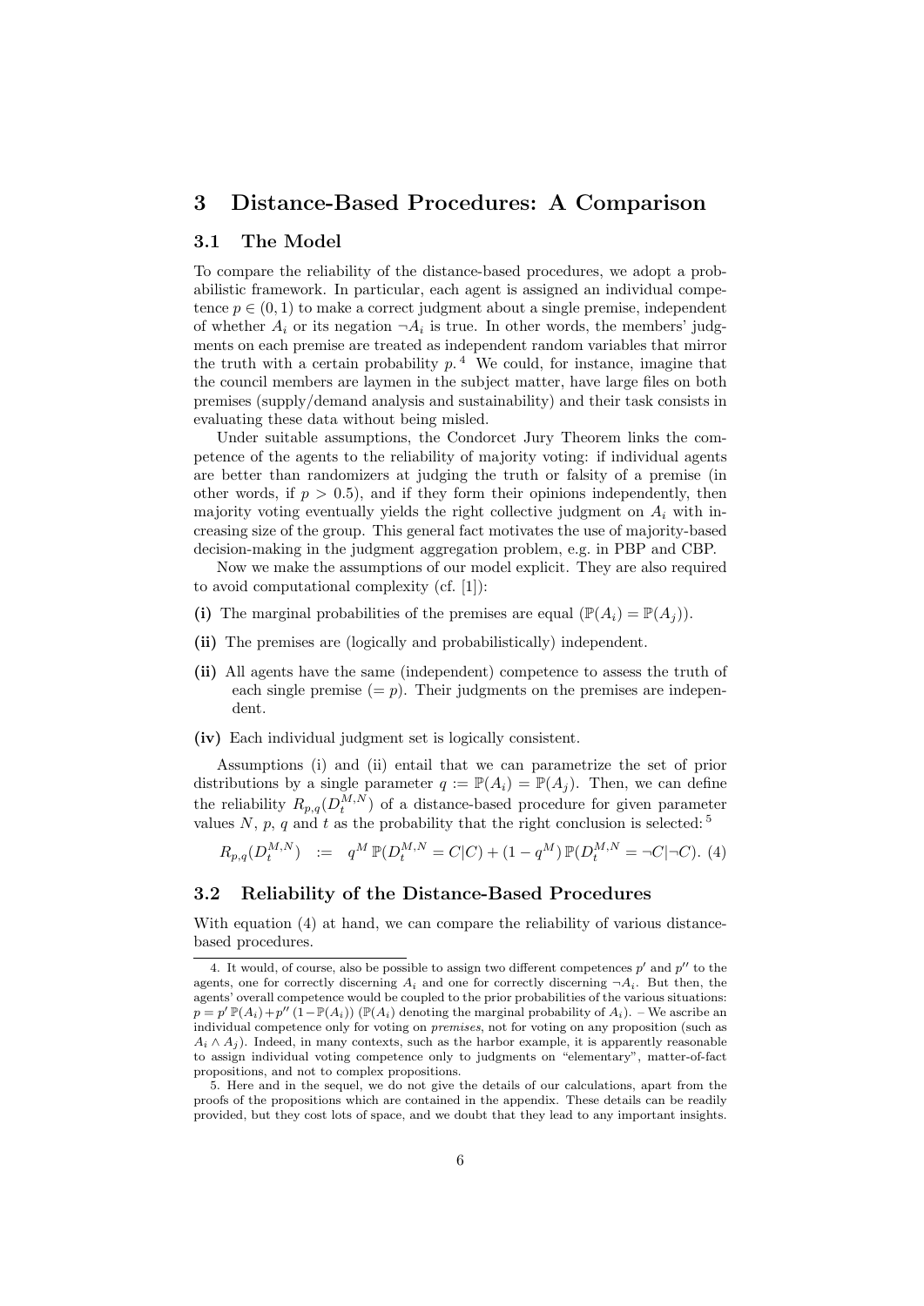## 3 Distance-Based Procedures: A Comparison

### 3.1 The Model

To compare the reliability of the distance-based procedures, we adopt a probabilistic framework. In particular, each agent is assigned an individual competence $p \in (0, 1)$ to make a correct judgment about a single premise, independent of whether $A_i$ or its negation $\neg A_i$ is true. In other words, the members' judgments on each premise are treated as independent random variables that mirror the truth with a certain probability $p$.[4] We could, for instance, imagine that the council members are laymen in the subject matter, have large files on both premises (supply/demand analysis and sustainability) and their task consists in evaluating these data without being misled.

Under suitable assumptions, the Condorcet Jury Theorem links the competence of the agents to the reliability of majority voting: if individual agents are better than randomizers at judging the truth or falsity of a premise (in other words, if $p > 0.5$), and if they form their opinions independently, then majority voting eventually yields the right collective judgment on $A_i$ with increasing size of the group. This general fact motivates the use of majority-based decision-making in the judgment aggregation problem, e.g. in PBP and CBP.

Now we make the assumptions of our model explicit. They are also required to avoid computational complexity (cf. [1]):

**(i)** The marginal probabilities of the premises are equal ($\mathbb{P}(A_i) = \mathbb{P}(A_j)$).

**(ii)** The premises are (logically and probabilistically) independent.

**(ii)** All agents have the same (independent) competence to assess the truth of each single premise ($= p$). Their judgments on the premises are independent.

**(iv)** Each individual judgment set is logically consistent.

Assumptions (i) and (ii) entail that we can parametrize the set of prior distributions by a single parameter $q := \mathbb{P}(A_i) = \mathbb{P}(A_j)$. Then, we can define the reliability $R_{p,q}(D_t^{M,N})$ of a distance-based procedure for given parameter values $N$, $p$, $q$ and $t$ as the probability that the right conclusion is selected:[5]

$$R_{p,q}(D_t^{M,N}) \quad := \quad q^M \, \mathbb{P}(D_t^{M,N} = C | C) + (1 - q^M) \, \mathbb{P}(D_t^{M,N} = \neg C | \neg C). \quad (4)$$

### 3.2 Reliability of the Distance-Based Procedures

With equation (4) at hand, we can compare the reliability of various distance-based procedures.

---

4. It would, of course, also be possible to assign two different competences $p'$ and $p''$ to the agents, one for correctly discerning $A_i$ and one for correctly discerning $\neg A_i$. But then, the agents' overall competence would be coupled to the prior probabilities of the various situations: $p = p' \, \mathbb{P}(A_i) + p'' \, (1 - \mathbb{P}(A_i))$ ($\mathbb{P}(A_i)$ denoting the marginal probability of $A_i$). – We ascribe an individual competence only for voting on *premises*, not for voting on any proposition (such as $A_i \wedge A_j$). Indeed, in many contexts, such as the harbor example, it is apparently reasonable to assign individual voting competence only to judgments on "elementary", matter-of-fact propositions, and not to complex propositions.

5. Here and in the sequel, we do not give the details of our calculations, apart from the proofs of the propositions which are contained in the appendix. These details can be readily provided, but they cost lots of space, and we doubt that they lead to any important insights.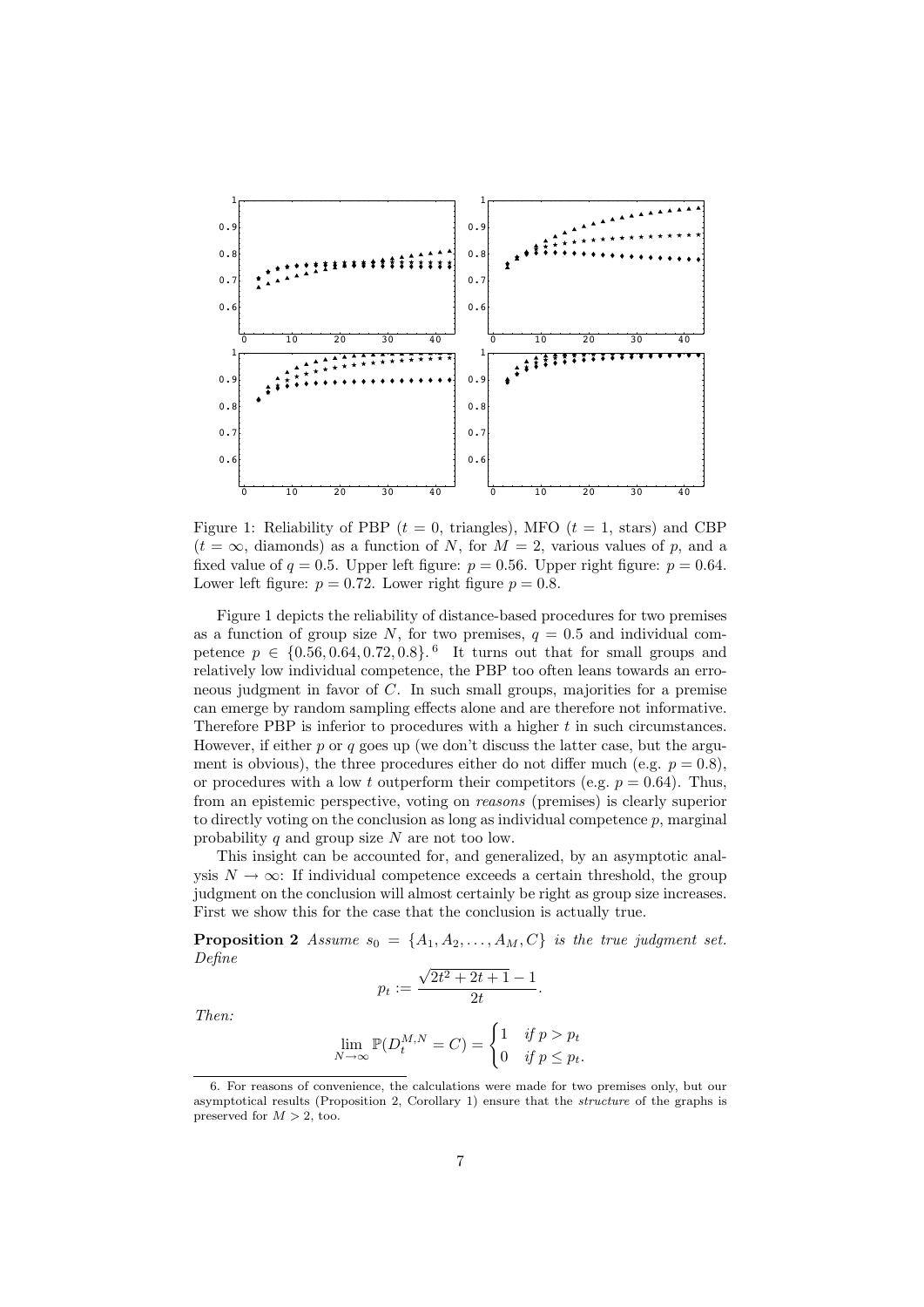Figure 1: Reliability of PBP ($t = 0$, triangles), MFO ($t = 1$, stars) and CBP ($t = \infty$, diamonds) as a function of $N$, for $M = 2$, various values of $p$, and a fixed value of $q = 0.5$. Upper left figure: $p = 0.56$. Upper right figure: $p = 0.64$. Lower left figure: $p = 0.72$. Lower right figure $p = 0.8$.

Figure 1 depicts the reliability of distance-based procedures for two premises as a function of group size $N$, for two premises, $q = 0.5$ and individual competence $p \in \{0.56, 0.64, 0.72, 0.8\}$.[6] It turns out that for small groups and relatively low individual competence, the PBP too often leans towards an erroneous judgment in favor of $C$. In such small groups, majorities for a premise can emerge by random sampling effects alone and are therefore not informative. Therefore PBP is inferior to procedures with a higher $t$ in such circumstances. However, if either $p$ or $q$ goes up (we don't discuss the latter case, but the argument is obvious), the three procedures either do not differ much (e.g. $p = 0.8$), or procedures with a low $t$ outperform their competitors (e.g. $p = 0.64$). Thus, from an epistemic perspective, voting on *reasons* (premises) is clearly superior to directly voting on the conclusion as long as individual competence $p$, marginal probability $q$ and group size $N$ are not too low.

This insight can be accounted for, and generalized, by an asymptotic analysis $N \to \infty$: If individual competence exceeds a certain threshold, the group judgment on the conclusion will almost certainly be right as group size increases. First we show this for the case that the conclusion is actually true.

**Proposition 2** *Assume $s_0 = \{A_1, A_2, \ldots, A_M, C\}$ is the true judgment set. Define*

$$p_t := \frac{\sqrt{2t^2 + 2t + 1} - 1}{2t}.$$

*Then:*

$$\lim_{N \to \infty} \mathbb{P}(D_t^{M,N} = C) = \begin{cases} 1 & \text{if } p > p_t \\ 0 & \text{if } p \leq p_t. \end{cases}$$

6. For reasons of convenience, the calculations were made for two premises only, but our asymptotical results (Proposition 2, Corollary 1) ensure that the *structure* of the graphs is preserved for $M > 2$, too.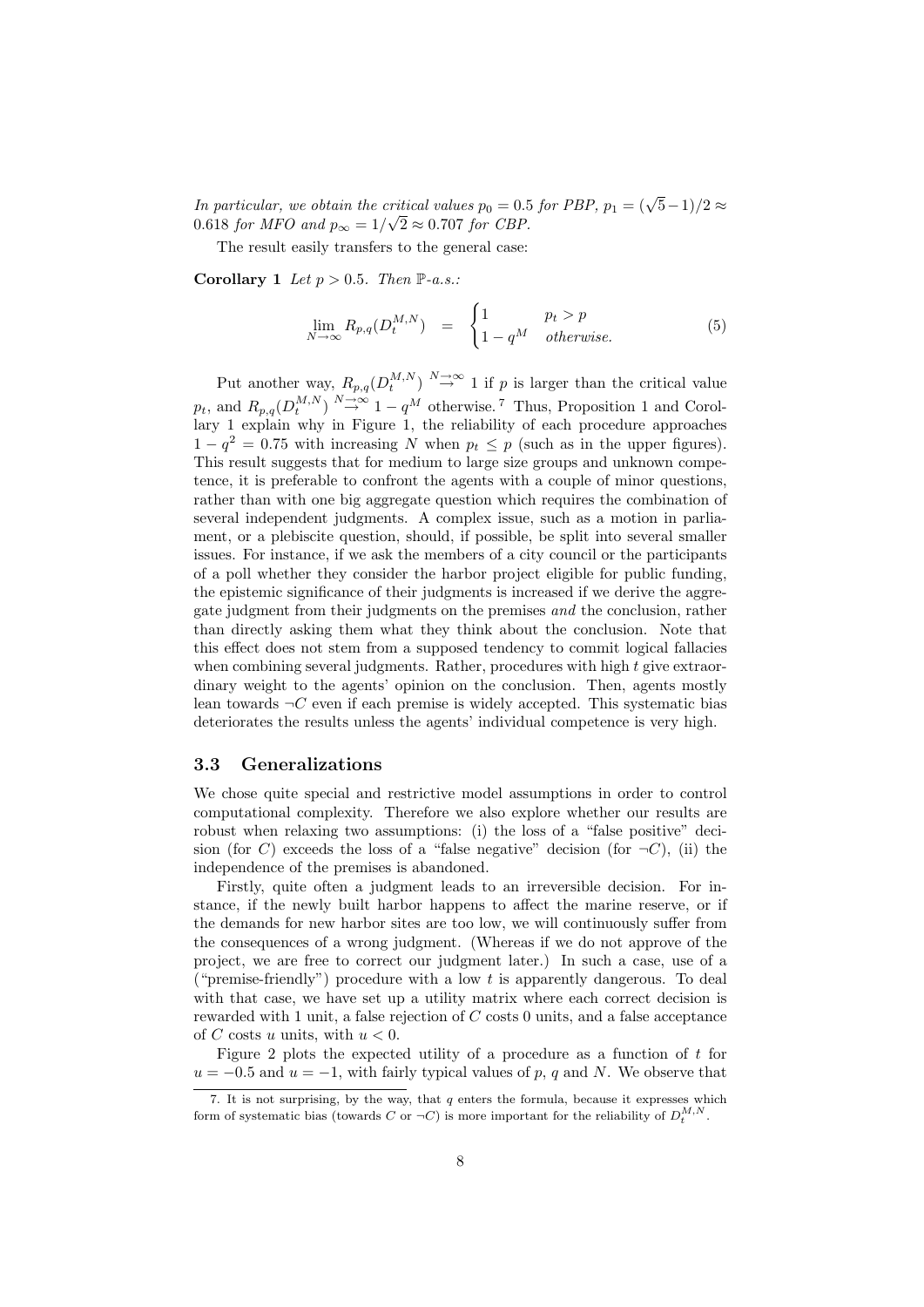*In particular, we obtain the critical values $p_0 = 0.5$ for PBP, $p_1 = (\sqrt{5}-1)/2 \approx 0.618$ for MFO and $p_\infty = 1/\sqrt{2} \approx 0.707$ for CBP.*

The result easily transfers to the general case:

**Corollary 1** *Let $p > 0.5$. Then $\mathbb{P}$-a.s.:*

$$\lim_{N\to\infty} R_{p,q}(D_t^{M,N}) \quad = \quad \begin{cases} 1 & p_t > p \\ 1 - q^M & \textit{otherwise.} \end{cases} \tag{5}$$

Put another way, $R_{p,q}(D_t^{M,N}) \overset{N\to\infty}{\to} 1$ if $p$ is larger than the critical value $p_t$, and $R_{p,q}(D_t^{M,N}) \overset{N\to\infty}{\to} 1 - q^M$ otherwise.[7] Thus, Proposition 1 and Corollary 1 explain why in Figure 1, the reliability of each procedure approaches $1 - q^2 = 0.75$ with increasing $N$ when $p_t \leq p$ (such as in the upper figures). This result suggests that for medium to large size groups and unknown competence, it is preferable to confront the agents with a couple of minor questions, rather than with one big aggregate question which requires the combination of several independent judgments. A complex issue, such as a motion in parliament, or a plebiscite question, should, if possible, be split into several smaller issues. For instance, if we ask the members of a city council or the participants of a poll whether they consider the harbor project eligible for public funding, the epistemic significance of their judgments is increased if we derive the aggregate judgment from their judgments on the premises *and* the conclusion, rather than directly asking them what they think about the conclusion. Note that this effect does not stem from a supposed tendency to commit logical fallacies when combining several judgments. Rather, procedures with high $t$ give extraordinary weight to the agents' opinion on the conclusion. Then, agents mostly lean towards $\neg C$ even if each premise is widely accepted. This systematic bias deteriorates the results unless the agents' individual competence is very high.

## 3.3 Generalizations

We chose quite special and restrictive model assumptions in order to control computational complexity. Therefore we also explore whether our results are robust when relaxing two assumptions: (i) the loss of a "false positive" decision (for $C$) exceeds the loss of a "false negative" decision (for $\neg C$), (ii) the independence of the premises is abandoned.

Firstly, quite often a judgment leads to an irreversible decision. For instance, if the newly built harbor happens to affect the marine reserve, or if the demands for new harbor sites are too low, we will continuously suffer from the consequences of a wrong judgment. (Whereas if we do not approve of the project, we are free to correct our judgment later.) In such a case, use of a ("premise-friendly") procedure with a low $t$ is apparently dangerous. To deal with that case, we have set up a utility matrix where each correct decision is rewarded with 1 unit, a false rejection of $C$ costs 0 units, and a false acceptance of $C$ costs $u$ units, with $u < 0$.

Figure 2 plots the expected utility of a procedure as a function of $t$ for $u = -0.5$ and $u = -1$, with fairly typical values of $p$, $q$ and $N$. We observe that

7. It is not surprising, by the way, that $q$ enters the formula, because it expresses which form of systematic bias (towards $C$ or $\neg C$) is more important for the reliability of $D_t^{M,N}$.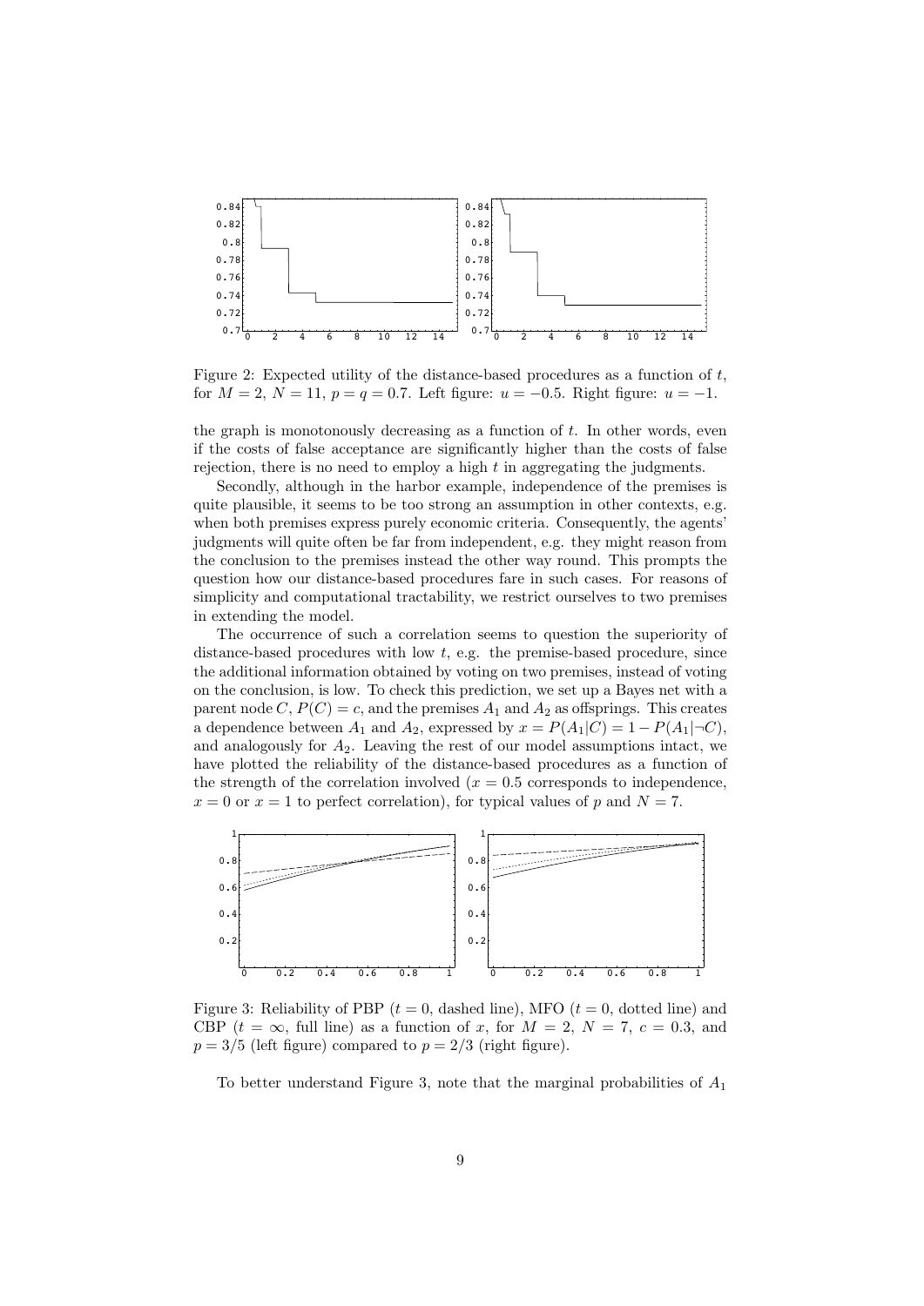Figure 2: Expected utility of the distance-based procedures as a function of $t$, for $M = 2$, $N = 11$, $p = q = 0.7$. Left figure: $u = -0.5$. Right figure: $u = -1$.

the graph is monotonously decreasing as a function of $t$. In other words, even if the costs of false acceptance are significantly higher than the costs of false rejection, there is no need to employ a high $t$ in aggregating the judgments.

Secondly, although in the harbor example, independence of the premises is quite plausible, it seems to be too strong an assumption in other contexts, e.g. when both premises express purely economic criteria. Consequently, the agents' judgments will quite often be far from independent, e.g. they might reason from the conclusion to the premises instead the other way round. This prompts the question how our distance-based procedures fare in such cases. For reasons of simplicity and computational tractability, we restrict ourselves to two premises in extending the model.

The occurrence of such a correlation seems to question the superiority of distance-based procedures with low $t$, e.g. the premise-based procedure, since the additional information obtained by voting on two premises, instead of voting on the conclusion, is low. To check this prediction, we set up a Bayes net with a parent node $C$, $P(C) = c$, and the premises $A_1$ and $A_2$ as offsprings. This creates a dependence between $A_1$ and $A_2$, expressed by $x = P(A_1|C) = 1 - P(A_1|\neg C)$, and analogously for $A_2$. Leaving the rest of our model assumptions intact, we have plotted the reliability of the distance-based procedures as a function of the strength of the correlation involved ($x = 0.5$ corresponds to independence, $x = 0$ or $x = 1$ to perfect correlation), for typical values of $p$ and $N = 7$.

Figure 3: Reliability of PBP ($t = 0$, dashed line), MFO ($t = 0$, dotted line) and CBP ($t = \infty$, full line) as a function of $x$, for $M = 2$, $N = 7$, $c = 0.3$, and $p = 3/5$ (left figure) compared to $p = 2/3$ (right figure).

To better understand Figure 3, note that the marginal probabilities of $A_1$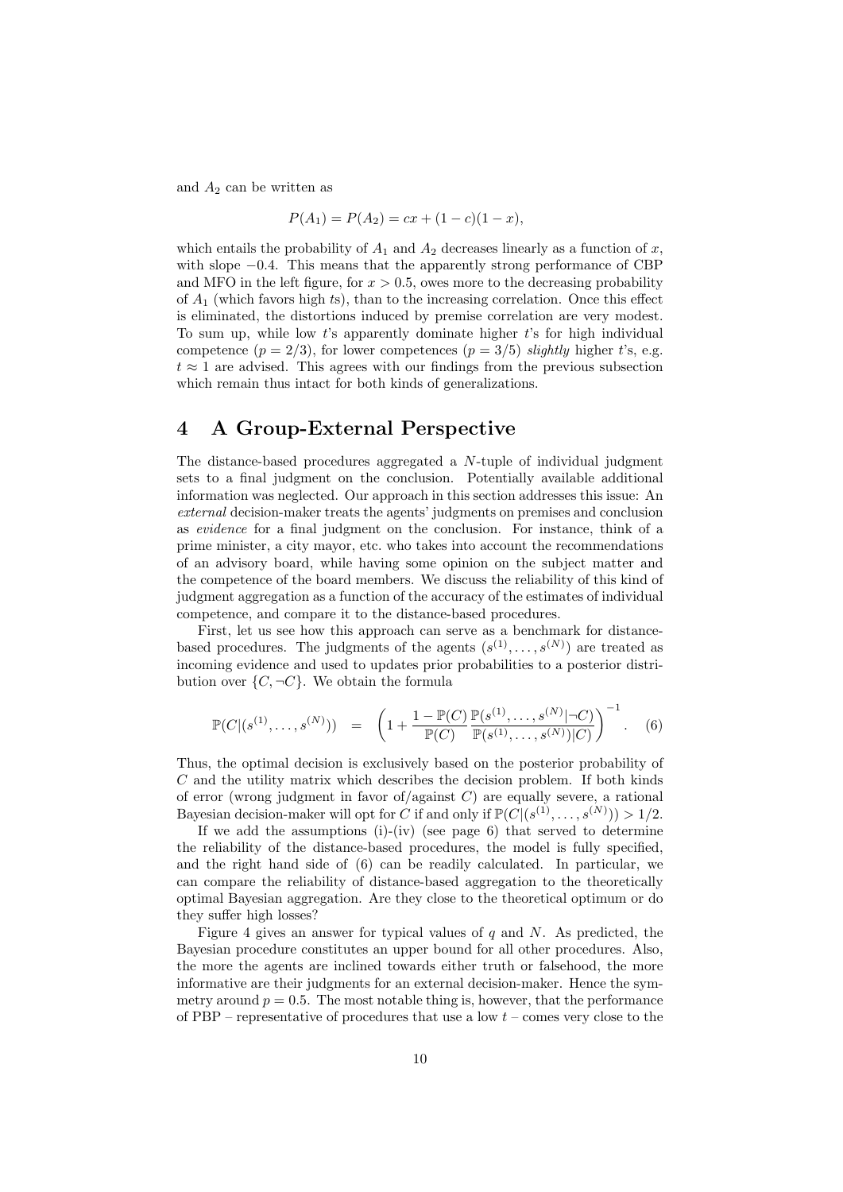and $A_2$ can be written as

$$P(A_1) = P(A_2) = cx + (1-c)(1-x),$$

which entails the probability of $A_1$ and $A_2$ decreases linearly as a function of $x$, with slope $-0.4$. This means that the apparently strong performance of CBP and MFO in the left figure, for $x > 0.5$, owes more to the decreasing probability of $A_1$ (which favors high $t$s), than to the increasing correlation. Once this effect is eliminated, the distortions induced by premise correlation are very modest. To sum up, while low $t$'s apparently dominate higher $t$'s for high individual competence ($p = 2/3$), for lower competences ($p = 3/5$) *slightly* higher $t$'s, e.g. $t \approx 1$ are advised. This agrees with our findings from the previous subsection which remain thus intact for both kinds of generalizations.

# 4 A Group-External Perspective

The distance-based procedures aggregated a $N$-tuple of individual judgment sets to a final judgment on the conclusion. Potentially available additional information was neglected. Our approach in this section addresses this issue: An *external* decision-maker treats the agents' judgments on premises and conclusion as *evidence* for a final judgment on the conclusion. For instance, think of a prime minister, a city mayor, etc. who takes into account the recommendations of an advisory board, while having some opinion on the subject matter and the competence of the board members. We discuss the reliability of this kind of judgment aggregation as a function of the accuracy of the estimates of individual competence, and compare it to the distance-based procedures.

First, let us see how this approach can serve as a benchmark for distance-based procedures. The judgments of the agents $(s^{(1)}, \ldots, s^{(N)})$ are treated as incoming evidence and used to updates prior probabilities to a posterior distribution over $\{C, \neg C\}$. We obtain the formula

$$\mathbb{P}(C|(s^{(1)}, \ldots, s^{(N)})) \quad = \quad \left(1 + \frac{1 - \mathbb{P}(C)}{\mathbb{P}(C)} \frac{\mathbb{P}(s^{(1)}, \ldots, s^{(N)}|\neg C)}{\mathbb{P}(s^{(1)}, \ldots, s^{(N)})|C)}\right)^{-1}. \quad (6)$$

Thus, the optimal decision is exclusively based on the posterior probability of $C$ and the utility matrix which describes the decision problem. If both kinds of error (wrong judgment in favor of/against $C$) are equally severe, a rational Bayesian decision-maker will opt for $C$ if and only if $\mathbb{P}(C|(s^{(1)}, \ldots, s^{(N)})) > 1/2$.

If we add the assumptions (i)-(iv) (see page 6) that served to determine the reliability of the distance-based procedures, the model is fully specified, and the right hand side of (6) can be readily calculated. In particular, we can compare the reliability of distance-based aggregation to the theoretically optimal Bayesian aggregation. Are they close to the theoretical optimum or do they suffer high losses?

Figure 4 gives an answer for typical values of $q$ and $N$. As predicted, the Bayesian procedure constitutes an upper bound for all other procedures. Also, the more the agents are inclined towards either truth or falsehood, the more informative are their judgments for an external decision-maker. Hence the symmetry around $p = 0.5$. The most notable thing is, however, that the performance of PBP – representative of procedures that use a low $t$ – comes very close to the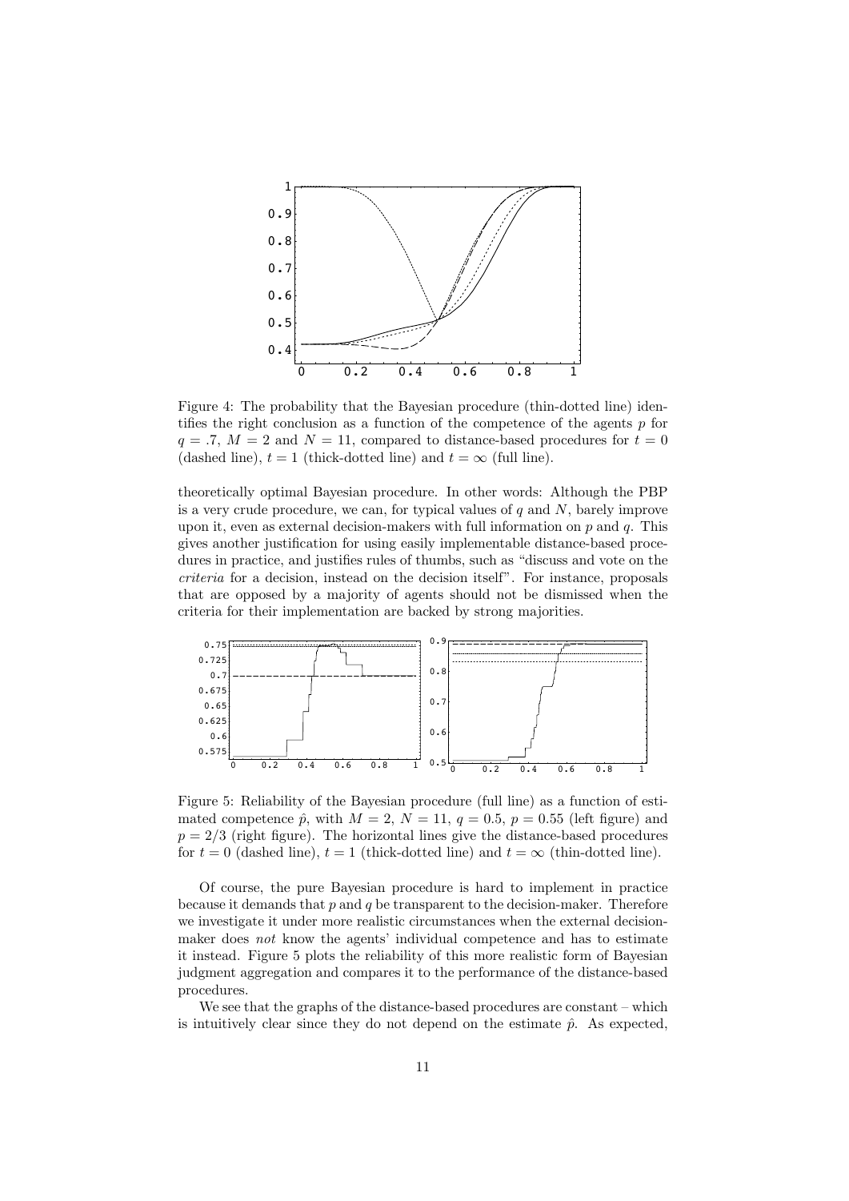Figure 4: The probability that the Bayesian procedure (thin-dotted line) identifies the right conclusion as a function of the competence of the agents $p$ for $q = .7$, $M = 2$ and $N = 11$, compared to distance-based procedures for $t = 0$ (dashed line), $t = 1$ (thick-dotted line) and $t = \infty$ (full line).

theoretically optimal Bayesian procedure. In other words: Although the PBP is a very crude procedure, we can, for typical values of $q$ and $N$, barely improve upon it, even as external decision-makers with full information on $p$ and $q$. This gives another justification for using easily implementable distance-based procedures in practice, and justifies rules of thumbs, such as "discuss and vote on the *criteria* for a decision, instead on the decision itself". For instance, proposals that are opposed by a majority of agents should not be dismissed when the criteria for their implementation are backed by strong majorities.

Figure 5: Reliability of the Bayesian procedure (full line) as a function of estimated competence $\hat{p}$, with $M = 2$, $N = 11$, $q = 0.5$, $p = 0.55$ (left figure) and $p = 2/3$ (right figure). The horizontal lines give the distance-based procedures for $t = 0$ (dashed line), $t = 1$ (thick-dotted line) and $t = \infty$ (thin-dotted line).

Of course, the pure Bayesian procedure is hard to implement in practice because it demands that $p$ and $q$ be transparent to the decision-maker. Therefore we investigate it under more realistic circumstances when the external decision-maker does *not* know the agents' individual competence and has to estimate it instead. Figure 5 plots the reliability of this more realistic form of Bayesian judgment aggregation and compares it to the performance of the distance-based procedures.

We see that the graphs of the distance-based procedures are constant – which is intuitively clear since they do not depend on the estimate $\hat{p}$. As expected,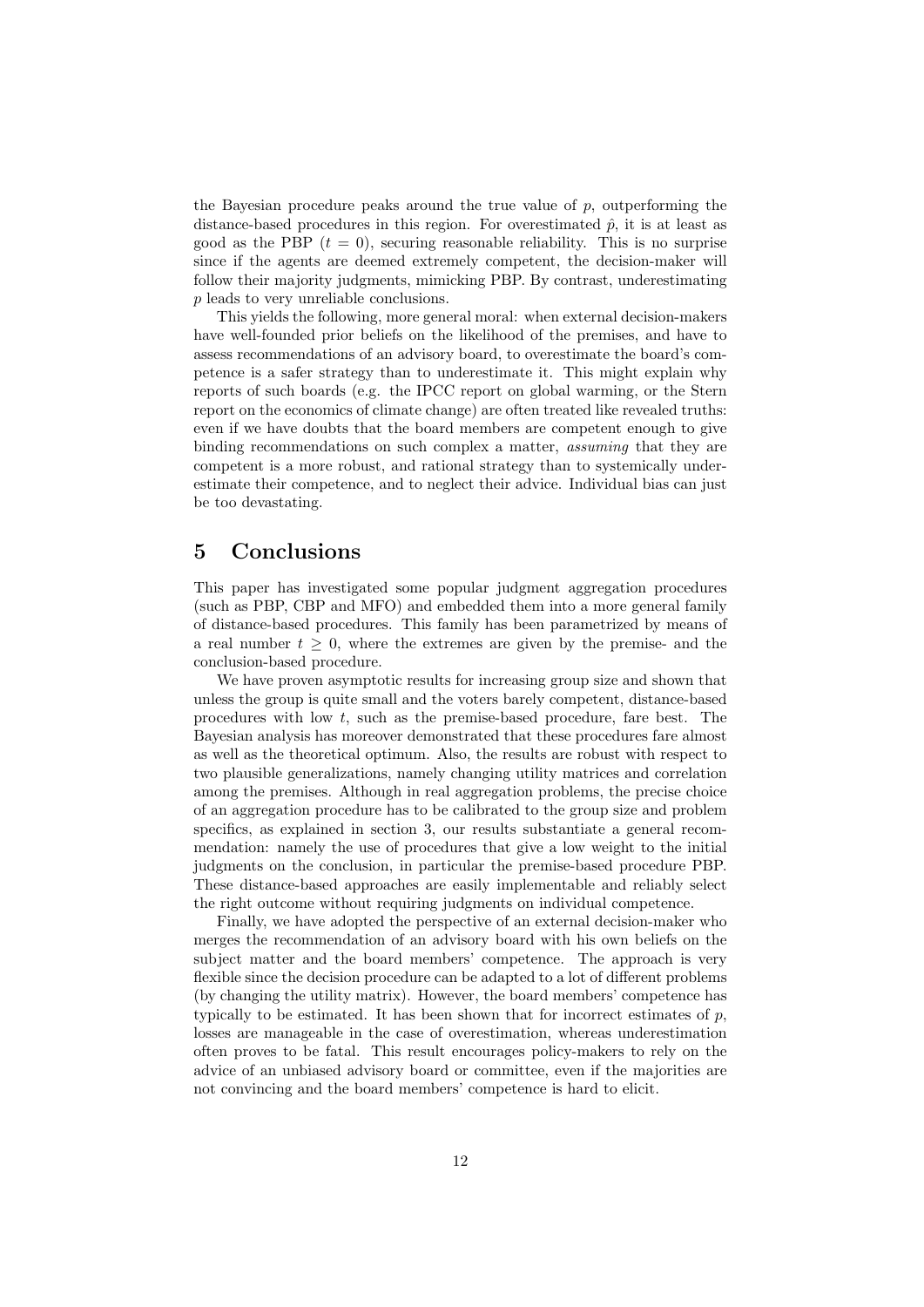the Bayesian procedure peaks around the true value of $p$, outperforming the distance-based procedures in this region. For overestimated $\hat{p}$, it is at least as good as the PBP ($t = 0$), securing reasonable reliability. This is no surprise since if the agents are deemed extremely competent, the decision-maker will follow their majority judgments, mimicking PBP. By contrast, underestimating $p$ leads to very unreliable conclusions.

This yields the following, more general moral: when external decision-makers have well-founded prior beliefs on the likelihood of the premises, and have to assess recommendations of an advisory board, to overestimate the board's competence is a safer strategy than to underestimate it. This might explain why reports of such boards (e.g. the IPCC report on global warming, or the Stern report on the economics of climate change) are often treated like revealed truths: even if we have doubts that the board members are competent enough to give binding recommendations on such complex a matter, *assuming* that they are competent is a more robust, and rational strategy than to systemically underestimate their competence, and to neglect their advice. Individual bias can just be too devastating.

# 5 Conclusions

This paper has investigated some popular judgment aggregation procedures (such as PBP, CBP and MFO) and embedded them into a more general family of distance-based procedures. This family has been parametrized by means of a real number $t \geq 0$, where the extremes are given by the premise- and the conclusion-based procedure.

We have proven asymptotic results for increasing group size and shown that unless the group is quite small and the voters barely competent, distance-based procedures with low $t$, such as the premise-based procedure, fare best. The Bayesian analysis has moreover demonstrated that these procedures fare almost as well as the theoretical optimum. Also, the results are robust with respect to two plausible generalizations, namely changing utility matrices and correlation among the premises. Although in real aggregation problems, the precise choice of an aggregation procedure has to be calibrated to the group size and problem specifics, as explained in section 3, our results substantiate a general recommendation: namely the use of procedures that give a low weight to the initial judgments on the conclusion, in particular the premise-based procedure PBP. These distance-based approaches are easily implementable and reliably select the right outcome without requiring judgments on individual competence.

Finally, we have adopted the perspective of an external decision-maker who merges the recommendation of an advisory board with his own beliefs on the subject matter and the board members' competence. The approach is very flexible since the decision procedure can be adapted to a lot of different problems (by changing the utility matrix). However, the board members' competence has typically to be estimated. It has been shown that for incorrect estimates of $p$, losses are manageable in the case of overestimation, whereas underestimation often proves to be fatal. This result encourages policy-makers to rely on the advice of an unbiased advisory board or committee, even if the majorities are not convincing and the board members' competence is hard to elicit.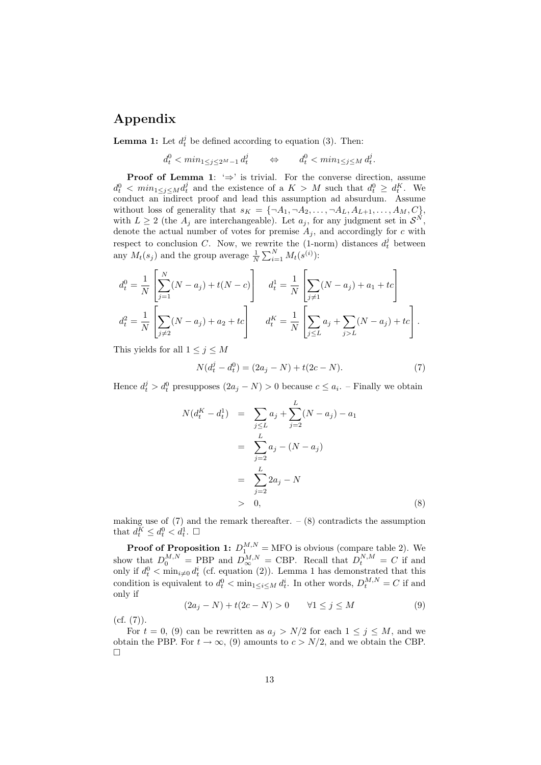## Appendix

**Lemma 1:** Let $d_t^j$ be defined according to equation (3). Then:

$$d_t^0 < min_{1 \leq j \leq 2^M - 1}\, d_t^j \qquad \Leftrightarrow \qquad d_t^0 < min_{1 \leq j \leq M}\, d_t^j.$$

**Proof of Lemma 1**: '⇒' is trivial. For the converse direction, assume $d_t^0 < min_{1 \leq j \leq M} d_t^j$ and the existence of a $K > M$ such that $d_t^0 \geq d_t^K$. We conduct an indirect proof and lead this assumption ad absurdum. Assume without loss of generality that $s_K = \{\neg A_1, \neg A_2, \ldots, \neg A_L, A_{L+1}, \ldots, A_M, C\}$, with $L \geq 2$ (the $A_j$ are interchangeable). Let $a_j$, for any judgment set in $\mathcal{S}^N$, denote the actual number of votes for premise $A_j$, and accordingly for $c$ with respect to conclusion $C$. Now, we rewrite the (1-norm) distances $d_t^j$ between any $M_t(s_j)$ and the group average $\frac{1}{N}\sum_{i=1}^N M_t(s^{(i)})$:

$$d_t^0 = \frac{1}{N}\left[\sum_{j=1}^{N}(N - a_j) + t(N - c)\right] \qquad d_t^1 = \frac{1}{N}\left[\sum_{j \neq 1}(N - a_j) + a_1 + tc\right]$$

$$d_t^2 = \frac{1}{N}\left[\sum_{j \neq 2}(N - a_j) + a_2 + tc\right] \qquad d_t^K = \frac{1}{N}\left[\sum_{j \leq L} a_j + \sum_{j > L}(N - a_j) + tc\right].$$

This yields for all $1 \leq j \leq M$

$$N(d_t^j - d_t^0) = (2a_j - N) + t(2c - N). \tag{7}$$

Hence $d_t^j > d_t^0$ presupposes $(2a_j - N) > 0$ because $c \leq a_i$. – Finally we obtain

$$\begin{aligned} N(d_t^K - d_t^1) &= \sum_{j \leq L} a_j + \sum_{j=2}^{L}(N - a_j) - a_1 \\ &= \sum_{j=2}^{L} a_j - (N - a_j) \\ &= \sum_{j=2}^{L} 2a_j - N \\ &> 0, \end{aligned} \tag{8}$$

making use of (7) and the remark thereafter. – (8) contradicts the assumption that $d_t^K \leq d_t^0 < d_t^1$. □

**Proof of Proposition 1:** $D_1^{M,N} = \text{MFO}$ is obvious (compare table 2). We show that $D_0^{M,N} = \text{PBP}$ and $D_\infty^{M,N} = \text{CBP}$. Recall that $D_t^{N,M} = C$ if and only if $d_t^0 < \min_{i \neq 0} d_t^i$ (cf. equation (2)). Lemma 1 has demonstrated that this condition is equivalent to $d_t^0 < \min_{1 \leq i \leq M} d_t^i$. In other words, $D_t^{M,N} = C$ if and only if

$$(2a_j - N) + t(2c - N) > 0 \qquad \forall 1 \leq j \leq M \tag{9}$$

(cf. (7)).

For $t = 0$, (9) can be rewritten as $a_j > N/2$ for each $1 \leq j \leq M$, and we obtain the PBP. For $t \to \infty$, (9) amounts to $c > N/2$, and we obtain the CBP. □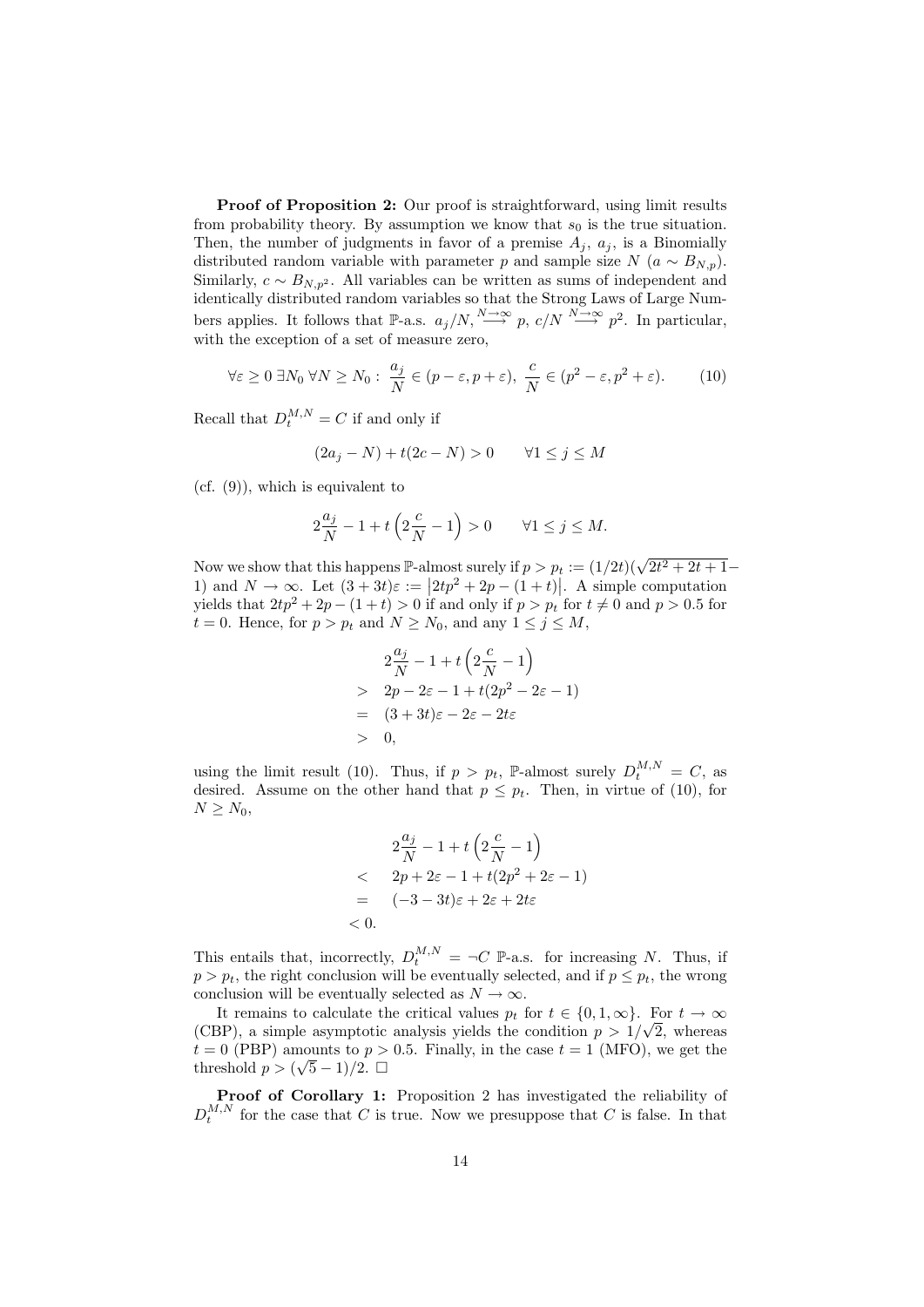**Proof of Proposition 2:** Our proof is straightforward, using limit results from probability theory. By assumption we know that $s_0$ is the true situation. Then, the number of judgments in favor of a premise $A_j$, $a_j$, is a Binomially distributed random variable with parameter $p$ and sample size $N$ ($a \sim B_{N,p}$). Similarly, $c \sim B_{N,p^2}$. All variables can be written as sums of independent and identically distributed random variables so that the Strong Laws of Large Numbers applies. It follows that $\mathbb{P}$-a.s. $a_j/N, \stackrel{N\to\infty}{\longrightarrow} p$, $c/N \stackrel{N\to\infty}{\longrightarrow} p^2$. In particular, with the exception of a set of measure zero,

$$\forall \varepsilon \geq 0 \; \exists N_0 \; \forall N \geq N_0 : \; \frac{a_j}{N} \in (p-\varepsilon, p+\varepsilon), \; \frac{c}{N} \in (p^2-\varepsilon, p^2+\varepsilon). \tag{10}$$

Recall that $D_t^{M,N} = C$ if and only if

$$(2a_j - N) + t(2c - N) > 0 \qquad \forall 1 \leq j \leq M$$

(cf. (9)), which is equivalent to

$$2\frac{a_j}{N} - 1 + t\left(2\frac{c}{N} - 1\right) > 0 \qquad \forall 1 \leq j \leq M.$$

Now we show that this happens $\mathbb{P}$-almost surely if $p > p_t := (1/2t)(\sqrt{2t^2+2t+1} - 1)$ and $N \to \infty$. Let $(3+3t)\varepsilon := \left|2tp^2 + 2p - (1+t)\right|$. A simple computation yields that $2tp^2 + 2p - (1+t) > 0$ if and only if $p > p_t$ for $t \neq 0$ and $p > 0.5$ for $t = 0$. Hence, for $p > p_t$ and $N \geq N_0$, and any $1 \leq j \leq M$,

$$\begin{aligned}
& 2\frac{a_j}{N} - 1 + t\left(2\frac{c}{N} - 1\right) \\
> \; & 2p - 2\varepsilon - 1 + t(2p^2 - 2\varepsilon - 1) \\
= \; & (3+3t)\varepsilon - 2\varepsilon - 2t\varepsilon \\
> \; & 0,
\end{aligned}$$

using the limit result (10). Thus, if $p > p_t$, $\mathbb{P}$-almost surely $D_t^{M,N} = C$, as desired. Assume on the other hand that $p \leq p_t$. Then, in virtue of (10), for $N \geq N_0$,

$$\begin{aligned}
& 2\frac{a_j}{N} - 1 + t\left(2\frac{c}{N} - 1\right) \\
< \; & 2p + 2\varepsilon - 1 + t(2p^2 + 2\varepsilon - 1) \\
= \; & (-3-3t)\varepsilon + 2\varepsilon + 2t\varepsilon \\
< \; & 0.
\end{aligned}$$

This entails that, incorrectly, $D_t^{M,N} = \neg C$ $\mathbb{P}$-a.s. for increasing $N$. Thus, if $p > p_t$, the right conclusion will be eventually selected, and if $p \leq p_t$, the wrong conclusion will be eventually selected as $N \to \infty$.

It remains to calculate the critical values $p_t$ for $t \in \{0, 1, \infty\}$. For $t \to \infty$ (CBP), a simple asymptotic analysis yields the condition $p > 1/\sqrt{2}$, whereas $t = 0$ (PBP) amounts to $p > 0.5$. Finally, in the case $t = 1$ (MFO), we get the threshold $p > (\sqrt{5} - 1)/2$. $\Box$

**Proof of Corollary 1:** Proposition 2 has investigated the reliability of $D_t^{M,N}$ for the case that $C$ is true. Now we presuppose that $C$ is false. In that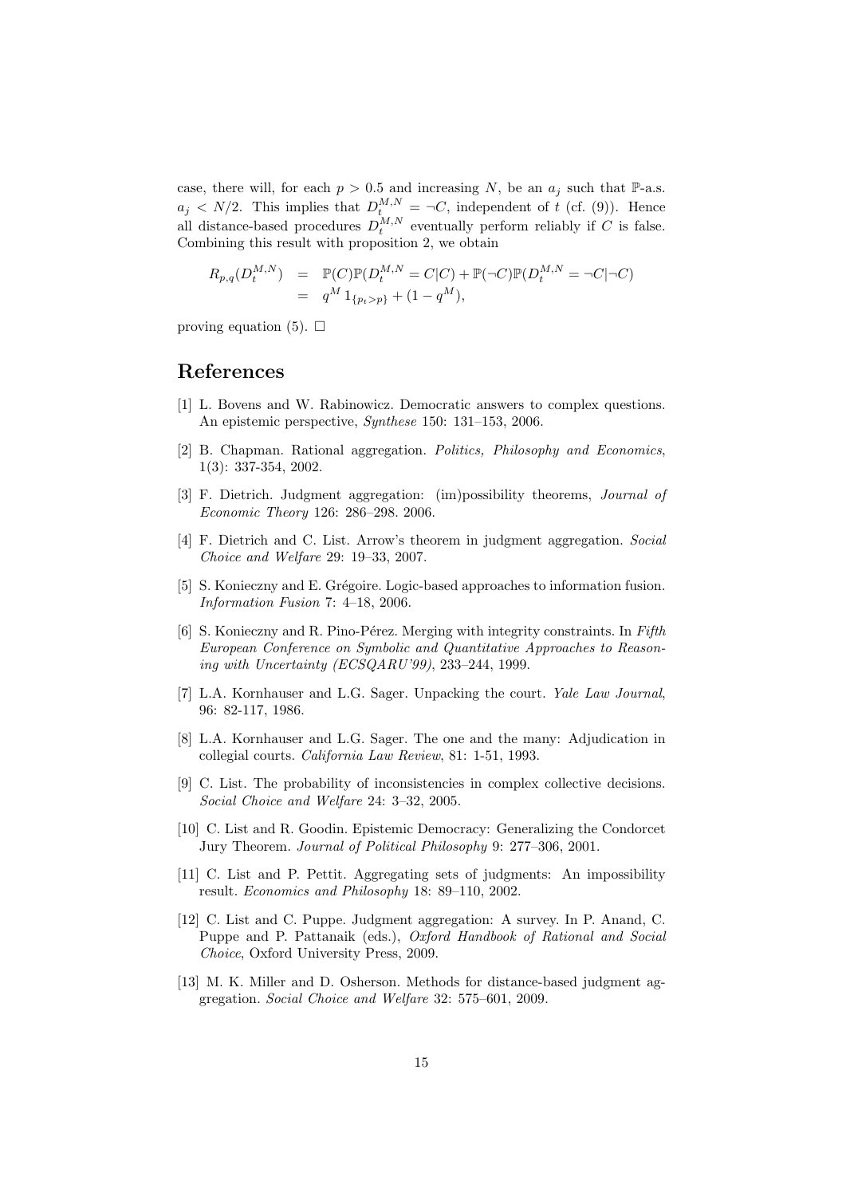case, there will, for each $p > 0.5$ and increasing $N$, be an $a_j$ such that $\mathbb{P}$-a.s. $a_j < N/2$. This implies that $D_t^{M,N} = \neg C$, independent of $t$ (cf. (9)). Hence all distance-based procedures $D_t^{M,N}$ eventually perform reliably if $C$ is false. Combining this result with proposition 2, we obtain

$$\begin{aligned} R_{p,q}(D_t^{M,N}) &= \mathbb{P}(C)\mathbb{P}(D_t^{M,N} = C|C) + \mathbb{P}(\neg C)\mathbb{P}(D_t^{M,N} = \neg C|\neg C) \\ &= q^M \, 1_{\{p_t > p\}} + (1 - q^M), \end{aligned}$$

proving equation (5). □

# References

[1] L. Bovens and W. Rabinowicz. Democratic answers to complex questions. An epistemic perspective, *Synthese* 150: 131–153, 2006.

[2] B. Chapman. Rational aggregation. *Politics, Philosophy and Economics*, 1(3): 337-354, 2002.

[3] F. Dietrich. Judgment aggregation: (im)possibility theorems, *Journal of Economic Theory* 126: 286–298. 2006.

[4] F. Dietrich and C. List. Arrow's theorem in judgment aggregation. *Social Choice and Welfare* 29: 19–33, 2007.

[5] S. Konieczny and E. Grégoire. Logic-based approaches to information fusion. *Information Fusion* 7: 4–18, 2006.

[6] S. Konieczny and R. Pino-Pérez. Merging with integrity constraints. In *Fifth European Conference on Symbolic and Quantitative Approaches to Reasoning with Uncertainty (ECSQARU'99)*, 233–244, 1999.

[7] L.A. Kornhauser and L.G. Sager. Unpacking the court. *Yale Law Journal*, 96: 82-117, 1986.

[8] L.A. Kornhauser and L.G. Sager. The one and the many: Adjudication in collegial courts. *California Law Review*, 81: 1-51, 1993.

[9] C. List. The probability of inconsistencies in complex collective decisions. *Social Choice and Welfare* 24: 3–32, 2005.

[10] C. List and R. Goodin. Epistemic Democracy: Generalizing the Condorcet Jury Theorem. *Journal of Political Philosophy* 9: 277–306, 2001.

[11] C. List and P. Pettit. Aggregating sets of judgments: An impossibility result. *Economics and Philosophy* 18: 89–110, 2002.

[12] C. List and C. Puppe. Judgment aggregation: A survey. In P. Anand, C. Puppe and P. Pattanaik (eds.), *Oxford Handbook of Rational and Social Choice*, Oxford University Press, 2009.

[13] M. K. Miller and D. Osherson. Methods for distance-based judgment aggregation. *Social Choice and Welfare* 32: 575–601, 2009.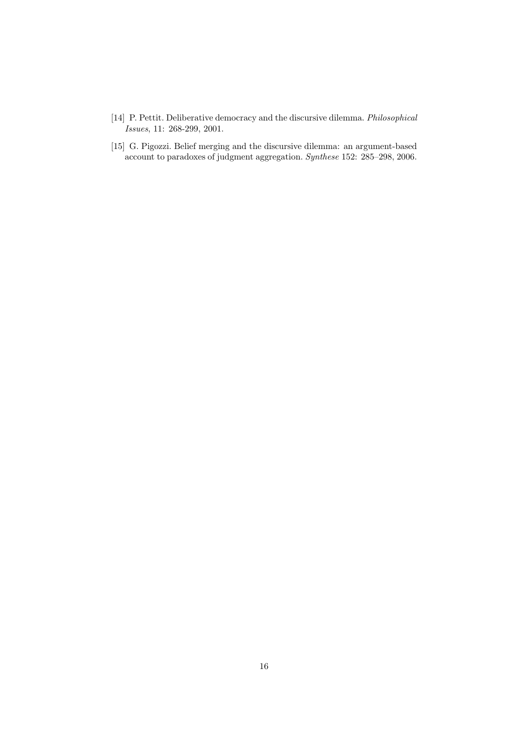[14] P. Pettit. Deliberative democracy and the discursive dilemma. *Philosophical Issues*, 11: 268-299, 2001.

[15] G. Pigozzi. Belief merging and the discursive dilemma: an argument-based account to paradoxes of judgment aggregation. *Synthese* 152: 285–298, 2006.